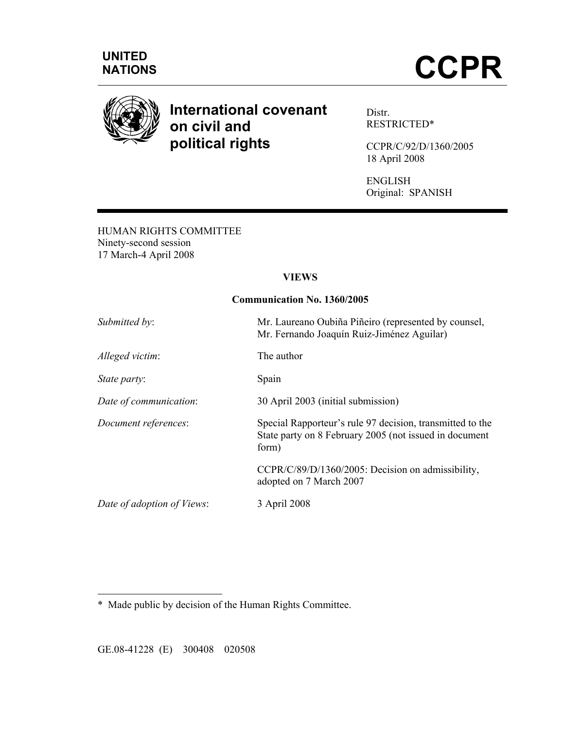UNITED NATIONS

# CCPR

## International covenant on civil and political rights

Distr.
RESTRICTED*

CCPR/C/92/D/1360/2005
18 April 2008

ENGLISH
Original: SPANISH

HUMAN RIGHTS COMMITTEE
Ninety-second session
17 March-4 April 2008

**VIEWS**

**Communication No. 1360/2005**

| | |
|---|---|
| *Submitted by*: | Mr. Laureano Oubiña Piñeiro (represented by counsel, Mr. Fernando Joaquín Ruiz-Jiménez Aguilar) |
| *Alleged victim*: | The author |
| *State party*: | Spain |
| *Date of communication*: | 30 April 2003 (initial submission) |
| *Document references*: | Special Rapporteur's rule 97 decision, transmitted to the State party on 8 February 2005 (not issued in document form) |
| | CCPR/C/89/D/1360/2005: Decision on admissibility, adopted on 7 March 2007 |
| *Date of adoption of Views*: | 3 April 2008 |

---

\* Made public by decision of the Human Rights Committee.

GE.08-41228 (E) 300408 020508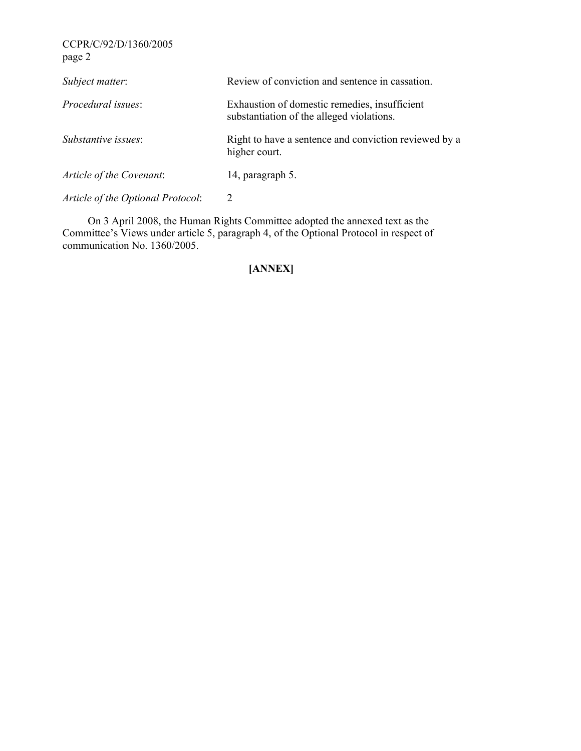| | |
|---|---|
| *Subject matter*: | Review of conviction and sentence in cassation. |
| *Procedural issues*: | Exhaustion of domestic remedies, insufficient substantiation of the alleged violations. |
| *Substantive issues*: | Right to have a sentence and conviction reviewed by a higher court. |
| *Article of the Covenant*: | 14, paragraph 5. |
| *Article of the Optional Protocol*: | 2 |

On 3 April 2008, the Human Rights Committee adopted the annexed text as the Committee's Views under article 5, paragraph 4, of the Optional Protocol in respect of communication No. 1360/2005.

**[ANNEX]**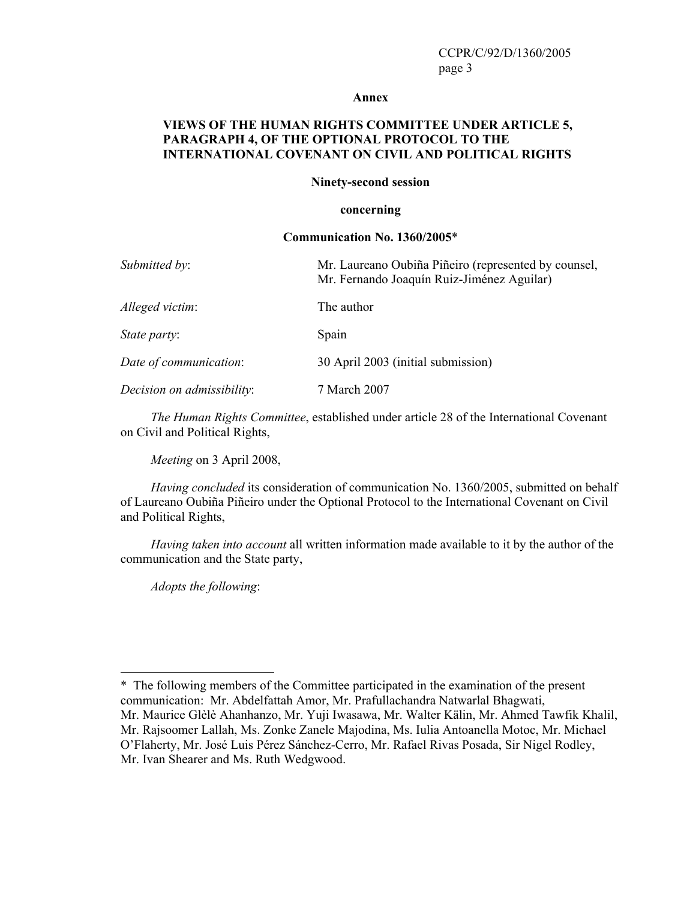**Annex**

**VIEWS OF THE HUMAN RIGHTS COMMITTEE UNDER ARTICLE 5, PARAGRAPH 4, OF THE OPTIONAL PROTOCOL TO THE INTERNATIONAL COVENANT ON CIVIL AND POLITICAL RIGHTS**

**Ninety-second session**

**concerning**

**Communication No. 1360/2005***

| | |
|---|---|
| *Submitted by*: | Mr. Laureano Oubiña Piñeiro (represented by counsel, Mr. Fernando Joaquín Ruiz-Jiménez Aguilar) |
| *Alleged victim*: | The author |
| *State party*: | Spain |
| *Date of communication*: | 30 April 2003 (initial submission) |
| *Decision on admissibility*: | 7 March 2007 |

*The Human Rights Committee*, established under article 28 of the International Covenant on Civil and Political Rights,

*Meeting* on 3 April 2008,

*Having concluded* its consideration of communication No. 1360/2005, submitted on behalf of Laureano Oubiña Piñeiro under the Optional Protocol to the International Covenant on Civil and Political Rights,

*Having taken into account* all written information made available to it by the author of the communication and the State party,

*Adopts the following*:

---

* The following members of the Committee participated in the examination of the present communication: Mr. Abdelfattah Amor, Mr. Prafullachandra Natwarlal Bhagwati, Mr. Maurice Glèlè Ahanhanzo, Mr. Yuji Iwasawa, Mr. Walter Kälin, Mr. Ahmed Tawfik Khalil, Mr. Rajsoomer Lallah, Ms. Zonke Zanele Majodina, Ms. Iulia Antoanella Motoc, Mr. Michael O'Flaherty, Mr. José Luis Pérez Sánchez-Cerro, Mr. Rafael Rivas Posada, Sir Nigel Rodley, Mr. Ivan Shearer and Ms. Ruth Wedgwood.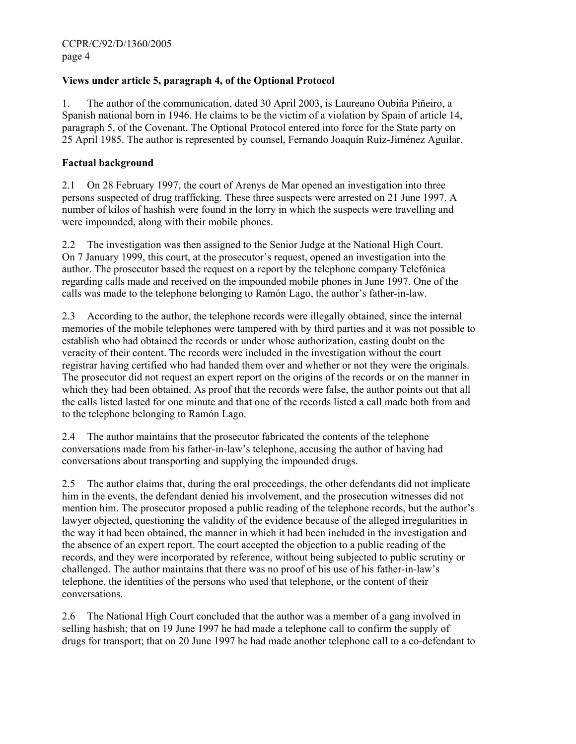**Views under article 5, paragraph 4, of the Optional Protocol**

1. The author of the communication, dated 30 April 2003, is Laureano Oubiña Piñeiro, a Spanish national born in 1946. He claims to be the victim of a violation by Spain of article 14, paragraph 5, of the Covenant. The Optional Protocol entered into force for the State party on 25 April 1985. The author is represented by counsel, Fernando Joaquín Ruiz-Jiménez Aguilar.

**Factual background**

2.1 On 28 February 1997, the court of Arenys de Mar opened an investigation into three persons suspected of drug trafficking. These three suspects were arrested on 21 June 1997. A number of kilos of hashish were found in the lorry in which the suspects were travelling and were impounded, along with their mobile phones.

2.2 The investigation was then assigned to the Senior Judge at the National High Court. On 7 January 1999, this court, at the prosecutor's request, opened an investigation into the author. The prosecutor based the request on a report by the telephone company Telefónica regarding calls made and received on the impounded mobile phones in June 1997. One of the calls was made to the telephone belonging to Ramón Lago, the author's father-in-law.

2.3 According to the author, the telephone records were illegally obtained, since the internal memories of the mobile telephones were tampered with by third parties and it was not possible to establish who had obtained the records or under whose authorization, casting doubt on the veracity of their content. The records were included in the investigation without the court registrar having certified who had handed them over and whether or not they were the originals. The prosecutor did not request an expert report on the origins of the records or on the manner in which they had been obtained. As proof that the records were false, the author points out that all the calls listed lasted for one minute and that one of the records listed a call made both from and to the telephone belonging to Ramón Lago.

2.4 The author maintains that the prosecutor fabricated the contents of the telephone conversations made from his father-in-law's telephone, accusing the author of having had conversations about transporting and supplying the impounded drugs.

2.5 The author claims that, during the oral proceedings, the other defendants did not implicate him in the events, the defendant denied his involvement, and the prosecution witnesses did not mention him. The prosecutor proposed a public reading of the telephone records, but the author's lawyer objected, questioning the validity of the evidence because of the alleged irregularities in the way it had been obtained, the manner in which it had been included in the investigation and the absence of an expert report. The court accepted the objection to a public reading of the records, and they were incorporated by reference, without being subjected to public scrutiny or challenged. The author maintains that there was no proof of his use of his father-in-law's telephone, the identities of the persons who used that telephone, or the content of their conversations.

2.6 The National High Court concluded that the author was a member of a gang involved in selling hashish; that on 19 June 1997 he had made a telephone call to confirm the supply of drugs for transport; that on 20 June 1997 he had made another telephone call to a co-defendant to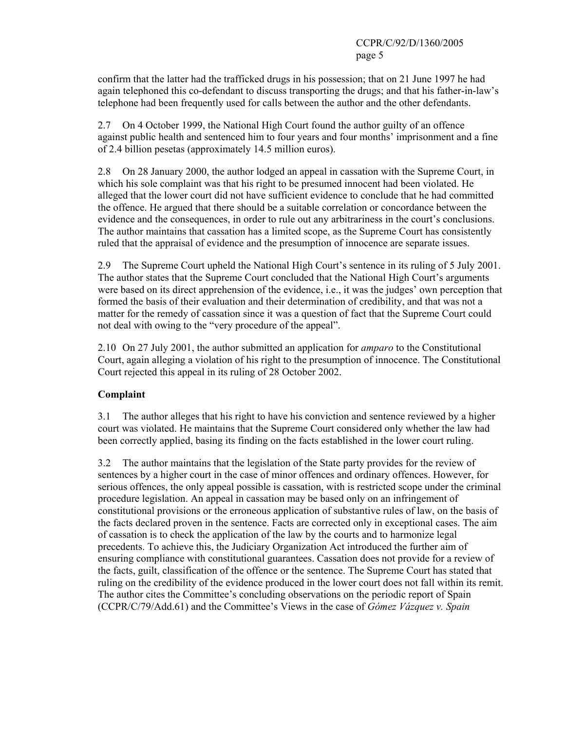confirm that the latter had the trafficked drugs in his possession; that on 21 June 1997 he had again telephoned this co-defendant to discuss transporting the drugs; and that his father-in-law's telephone had been frequently used for calls between the author and the other defendants.

2.7 On 4 October 1999, the National High Court found the author guilty of an offence against public health and sentenced him to four years and four months' imprisonment and a fine of 2.4 billion pesetas (approximately 14.5 million euros).

2.8 On 28 January 2000, the author lodged an appeal in cassation with the Supreme Court, in which his sole complaint was that his right to be presumed innocent had been violated. He alleged that the lower court did not have sufficient evidence to conclude that he had committed the offence. He argued that there should be a suitable correlation or concordance between the evidence and the consequences, in order to rule out any arbitrariness in the court's conclusions. The author maintains that cassation has a limited scope, as the Supreme Court has consistently ruled that the appraisal of evidence and the presumption of innocence are separate issues.

2.9 The Supreme Court upheld the National High Court's sentence in its ruling of 5 July 2001. The author states that the Supreme Court concluded that the National High Court's arguments were based on its direct apprehension of the evidence, i.e., it was the judges' own perception that formed the basis of their evaluation and their determination of credibility, and that was not a matter for the remedy of cassation since it was a question of fact that the Supreme Court could not deal with owing to the "very procedure of the appeal".

2.10 On 27 July 2001, the author submitted an application for *amparo* to the Constitutional Court, again alleging a violation of his right to the presumption of innocence. The Constitutional Court rejected this appeal in its ruling of 28 October 2002.

**Complaint**

3.1 The author alleges that his right to have his conviction and sentence reviewed by a higher court was violated. He maintains that the Supreme Court considered only whether the law had been correctly applied, basing its finding on the facts established in the lower court ruling.

3.2 The author maintains that the legislation of the State party provides for the review of sentences by a higher court in the case of minor offences and ordinary offences. However, for serious offences, the only appeal possible is cassation, with is restricted scope under the criminal procedure legislation. An appeal in cassation may be based only on an infringement of constitutional provisions or the erroneous application of substantive rules of law, on the basis of the facts declared proven in the sentence. Facts are corrected only in exceptional cases. The aim of cassation is to check the application of the law by the courts and to harmonize legal precedents. To achieve this, the Judiciary Organization Act introduced the further aim of ensuring compliance with constitutional guarantees. Cassation does not provide for a review of the facts, guilt, classification of the offence or the sentence. The Supreme Court has stated that ruling on the credibility of the evidence produced in the lower court does not fall within its remit. The author cites the Committee's concluding observations on the periodic report of Spain (CCPR/C/79/Add.61) and the Committee's Views in the case of *Gómez Vázquez v. Spain*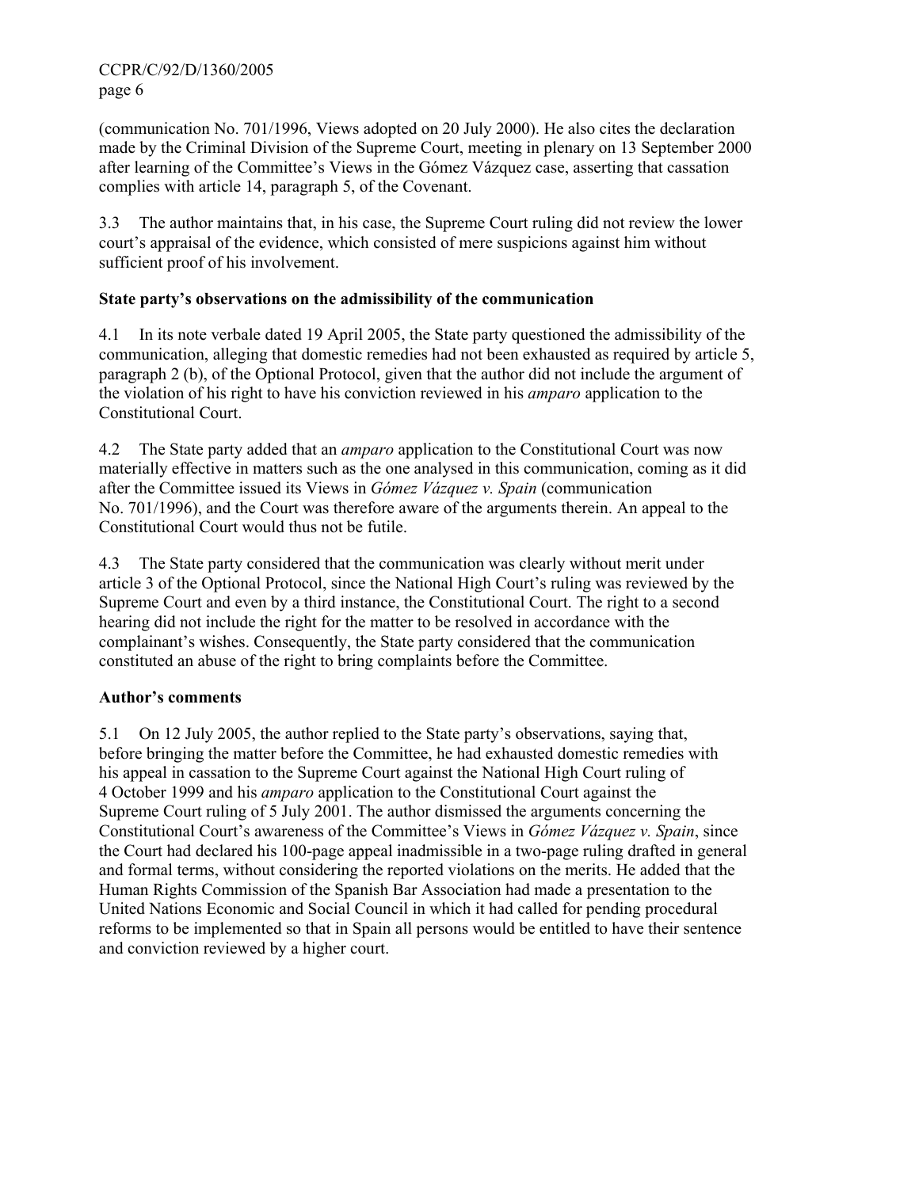(communication No. 701/1996, Views adopted on 20 July 2000). He also cites the declaration made by the Criminal Division of the Supreme Court, meeting in plenary on 13 September 2000 after learning of the Committee's Views in the Gómez Vázquez case, asserting that cassation complies with article 14, paragraph 5, of the Covenant.

3.3 The author maintains that, in his case, the Supreme Court ruling did not review the lower court's appraisal of the evidence, which consisted of mere suspicions against him without sufficient proof of his involvement.

### State party's observations on the admissibility of the communication

4.1 In its note verbale dated 19 April 2005, the State party questioned the admissibility of the communication, alleging that domestic remedies had not been exhausted as required by article 5, paragraph 2 (b), of the Optional Protocol, given that the author did not include the argument of the violation of his right to have his conviction reviewed in his *amparo* application to the Constitutional Court.

4.2 The State party added that an *amparo* application to the Constitutional Court was now materially effective in matters such as the one analysed in this communication, coming as it did after the Committee issued its Views in *Gómez Vázquez v. Spain* (communication No. 701/1996), and the Court was therefore aware of the arguments therein. An appeal to the Constitutional Court would thus not be futile.

4.3 The State party considered that the communication was clearly without merit under article 3 of the Optional Protocol, since the National High Court's ruling was reviewed by the Supreme Court and even by a third instance, the Constitutional Court. The right to a second hearing did not include the right for the matter to be resolved in accordance with the complainant's wishes. Consequently, the State party considered that the communication constituted an abuse of the right to bring complaints before the Committee.

### Author's comments

5.1 On 12 July 2005, the author replied to the State party's observations, saying that, before bringing the matter before the Committee, he had exhausted domestic remedies with his appeal in cassation to the Supreme Court against the National High Court ruling of 4 October 1999 and his *amparo* application to the Constitutional Court against the Supreme Court ruling of 5 July 2001. The author dismissed the arguments concerning the Constitutional Court's awareness of the Committee's Views in *Gómez Vázquez v. Spain*, since the Court had declared his 100-page appeal inadmissible in a two-page ruling drafted in general and formal terms, without considering the reported violations on the merits. He added that the Human Rights Commission of the Spanish Bar Association had made a presentation to the United Nations Economic and Social Council in which it had called for pending procedural reforms to be implemented so that in Spain all persons would be entitled to have their sentence and conviction reviewed by a higher court.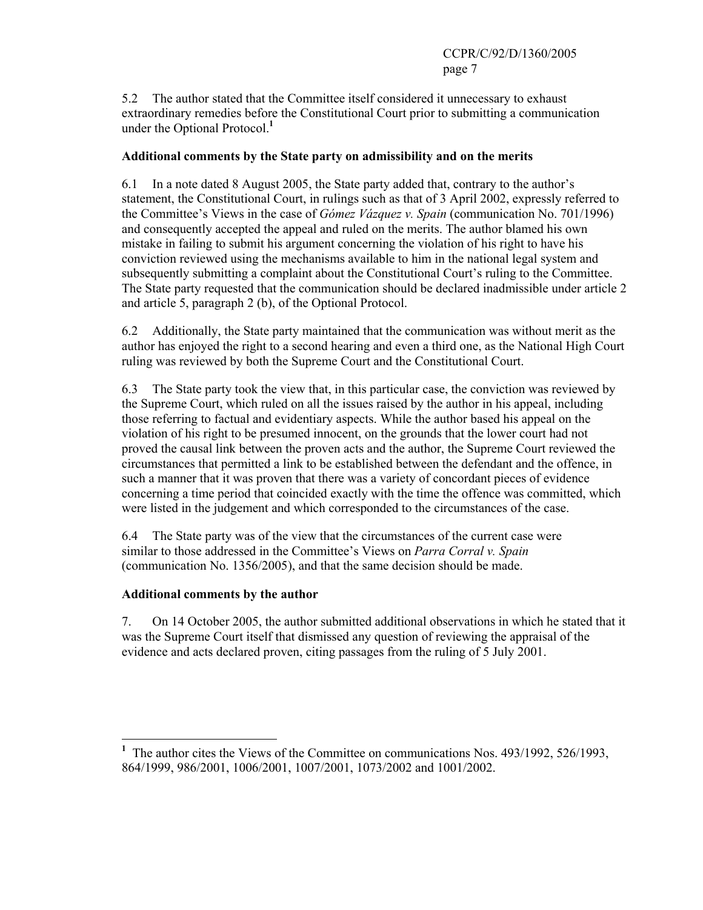5.2 The author stated that the Committee itself considered it unnecessary to exhaust extraordinary remedies before the Constitutional Court prior to submitting a communication under the Optional Protocol.[1]

**Additional comments by the State party on admissibility and on the merits**

6.1 In a note dated 8 August 2005, the State party added that, contrary to the author's statement, the Constitutional Court, in rulings such as that of 3 April 2002, expressly referred to the Committee's Views in the case of *Gómez Vázquez v. Spain* (communication No. 701/1996) and consequently accepted the appeal and ruled on the merits. The author blamed his own mistake in failing to submit his argument concerning the violation of his right to have his conviction reviewed using the mechanisms available to him in the national legal system and subsequently submitting a complaint about the Constitutional Court's ruling to the Committee. The State party requested that the communication should be declared inadmissible under article 2 and article 5, paragraph 2 (b), of the Optional Protocol.

6.2 Additionally, the State party maintained that the communication was without merit as the author has enjoyed the right to a second hearing and even a third one, as the National High Court ruling was reviewed by both the Supreme Court and the Constitutional Court.

6.3 The State party took the view that, in this particular case, the conviction was reviewed by the Supreme Court, which ruled on all the issues raised by the author in his appeal, including those referring to factual and evidentiary aspects. While the author based his appeal on the violation of his right to be presumed innocent, on the grounds that the lower court had not proved the causal link between the proven acts and the author, the Supreme Court reviewed the circumstances that permitted a link to be established between the defendant and the offence, in such a manner that it was proven that there was a variety of concordant pieces of evidence concerning a time period that coincided exactly with the time the offence was committed, which were listed in the judgement and which corresponded to the circumstances of the case.

6.4 The State party was of the view that the circumstances of the current case were similar to those addressed in the Committee's Views on *Parra Corral v. Spain* (communication No. 1356/2005), and that the same decision should be made.

**Additional comments by the author**

7. On 14 October 2005, the author submitted additional observations in which he stated that it was the Supreme Court itself that dismissed any question of reviewing the appraisal of the evidence and acts declared proven, citing passages from the ruling of 5 July 2001.

---

[1] The author cites the Views of the Committee on communications Nos. 493/1992, 526/1993, 864/1999, 986/2001, 1006/2001, 1007/2001, 1073/2002 and 1001/2002.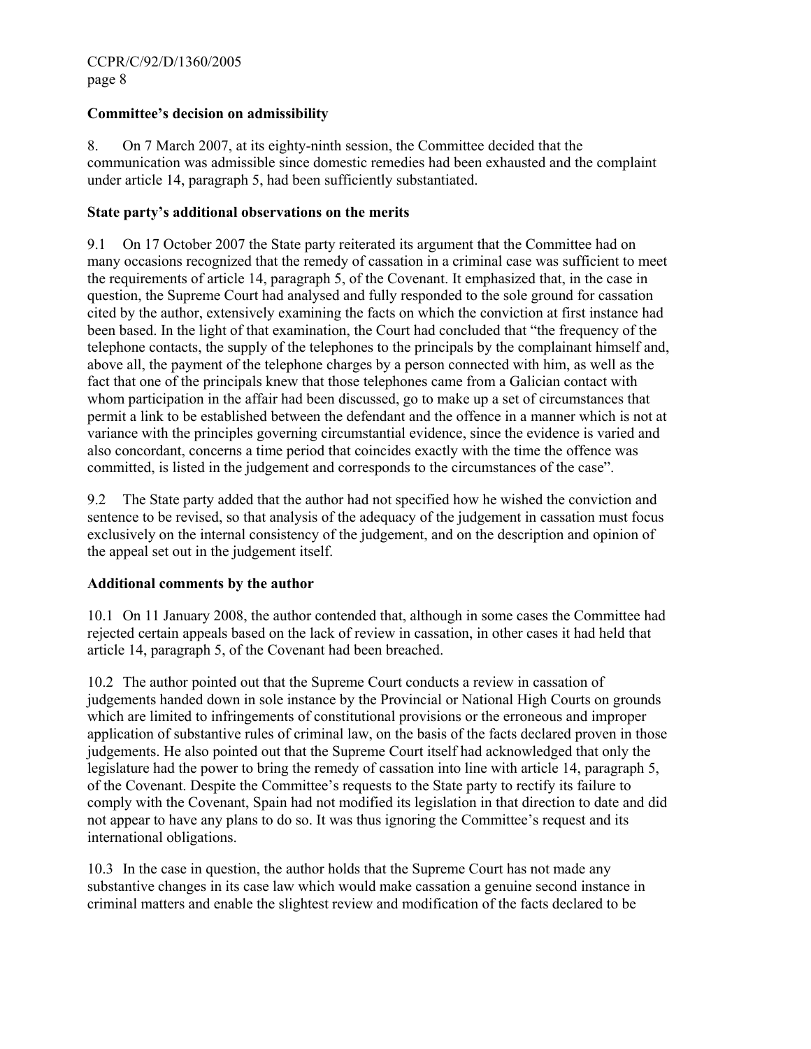**Committee's decision on admissibility**

8. On 7 March 2007, at its eighty-ninth session, the Committee decided that the communication was admissible since domestic remedies had been exhausted and the complaint under article 14, paragraph 5, had been sufficiently substantiated.

**State party's additional observations on the merits**

9.1 On 17 October 2007 the State party reiterated its argument that the Committee had on many occasions recognized that the remedy of cassation in a criminal case was sufficient to meet the requirements of article 14, paragraph 5, of the Covenant. It emphasized that, in the case in question, the Supreme Court had analysed and fully responded to the sole ground for cassation cited by the author, extensively examining the facts on which the conviction at first instance had been based. In the light of that examination, the Court had concluded that "the frequency of the telephone contacts, the supply of the telephones to the principals by the complainant himself and, above all, the payment of the telephone charges by a person connected with him, as well as the fact that one of the principals knew that those telephones came from a Galician contact with whom participation in the affair had been discussed, go to make up a set of circumstances that permit a link to be established between the defendant and the offence in a manner which is not at variance with the principles governing circumstantial evidence, since the evidence is varied and also concordant, concerns a time period that coincides exactly with the time the offence was committed, is listed in the judgement and corresponds to the circumstances of the case".

9.2 The State party added that the author had not specified how he wished the conviction and sentence to be revised, so that analysis of the adequacy of the judgement in cassation must focus exclusively on the internal consistency of the judgement, and on the description and opinion of the appeal set out in the judgement itself.

**Additional comments by the author**

10.1 On 11 January 2008, the author contended that, although in some cases the Committee had rejected certain appeals based on the lack of review in cassation, in other cases it had held that article 14, paragraph 5, of the Covenant had been breached.

10.2 The author pointed out that the Supreme Court conducts a review in cassation of judgements handed down in sole instance by the Provincial or National High Courts on grounds which are limited to infringements of constitutional provisions or the erroneous and improper application of substantive rules of criminal law, on the basis of the facts declared proven in those judgements. He also pointed out that the Supreme Court itself had acknowledged that only the legislature had the power to bring the remedy of cassation into line with article 14, paragraph 5, of the Covenant. Despite the Committee's requests to the State party to rectify its failure to comply with the Covenant, Spain had not modified its legislation in that direction to date and did not appear to have any plans to do so. It was thus ignoring the Committee's request and its international obligations.

10.3 In the case in question, the author holds that the Supreme Court has not made any substantive changes in its case law which would make cassation a genuine second instance in criminal matters and enable the slightest review and modification of the facts declared to be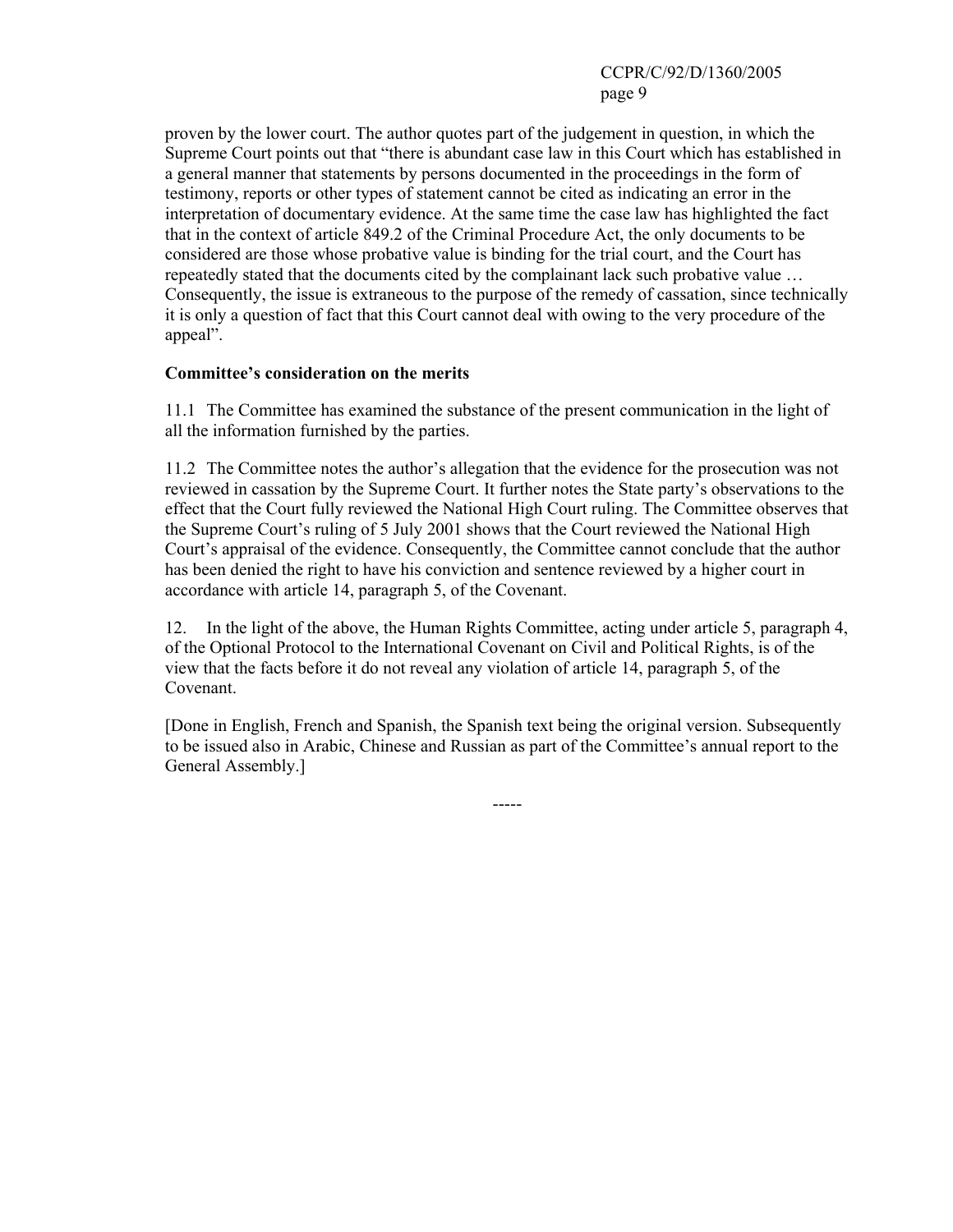proven by the lower court. The author quotes part of the judgement in question, in which the Supreme Court points out that "there is abundant case law in this Court which has established in a general manner that statements by persons documented in the proceedings in the form of testimony, reports or other types of statement cannot be cited as indicating an error in the interpretation of documentary evidence. At the same time the case law has highlighted the fact that in the context of article 849.2 of the Criminal Procedure Act, the only documents to be considered are those whose probative value is binding for the trial court, and the Court has repeatedly stated that the documents cited by the complainant lack such probative value … Consequently, the issue is extraneous to the purpose of the remedy of cassation, since technically it is only a question of fact that this Court cannot deal with owing to the very procedure of the appeal".

**Committee's consideration on the merits**

11.1 The Committee has examined the substance of the present communication in the light of all the information furnished by the parties.

11.2 The Committee notes the author's allegation that the evidence for the prosecution was not reviewed in cassation by the Supreme Court. It further notes the State party's observations to the effect that the Court fully reviewed the National High Court ruling. The Committee observes that the Supreme Court's ruling of 5 July 2001 shows that the Court reviewed the National High Court's appraisal of the evidence. Consequently, the Committee cannot conclude that the author has been denied the right to have his conviction and sentence reviewed by a higher court in accordance with article 14, paragraph 5, of the Covenant.

12. In the light of the above, the Human Rights Committee, acting under article 5, paragraph 4, of the Optional Protocol to the International Covenant on Civil and Political Rights, is of the view that the facts before it do not reveal any violation of article 14, paragraph 5, of the Covenant.

[Done in English, French and Spanish, the Spanish text being the original version. Subsequently to be issued also in Arabic, Chinese and Russian as part of the Committee's annual report to the General Assembly.]

-----